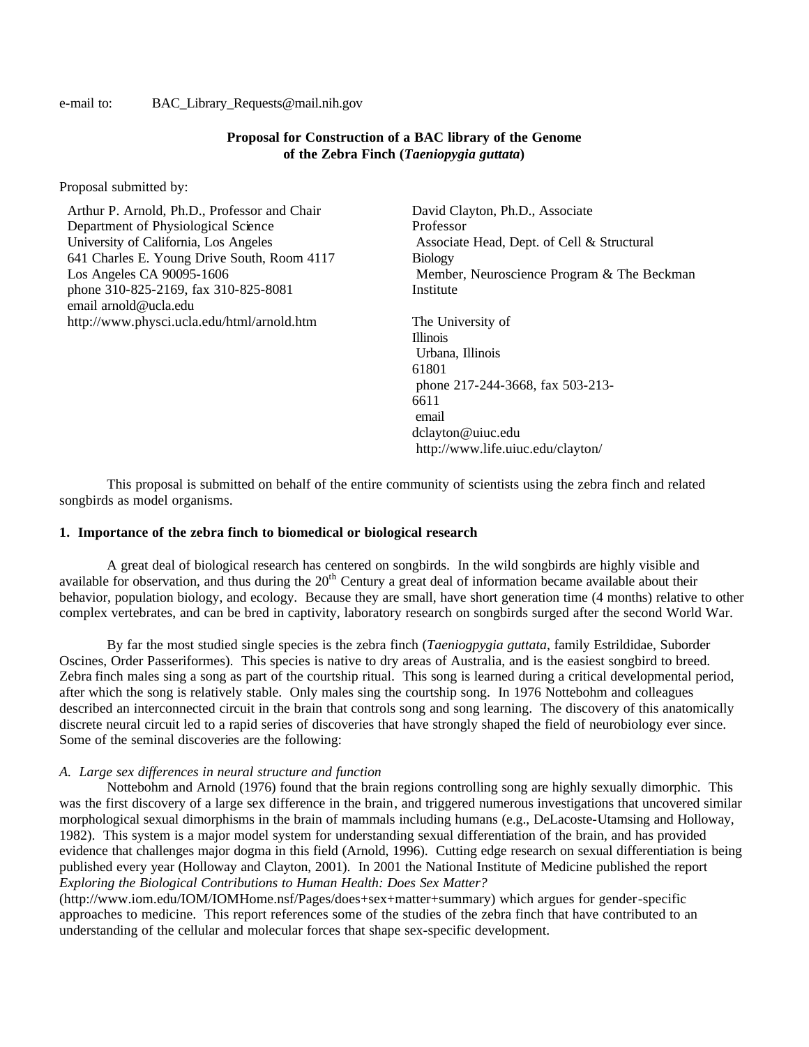e-mail to: BAC_Library_Requests@mail.nih.gov

**Proposal for Construction of a BAC library of the Genome of the Zebra Finch (*Taeniopygia guttata*)**

Proposal submitted by:

Arthur P. Arnold, Ph.D., Professor and Chair
Department of Physiological Science
University of California, Los Angeles
641 Charles E. Young Drive South, Room 4117
Los Angeles CA 90095-1606
phone 310-825-2169, fax 310-825-8081
email arnold@ucla.edu
http://www.physci.ucla.edu/html/arnold.htm

David Clayton, Ph.D., Associate Professor
Associate Head, Dept. of Cell & Structural Biology
Member, Neuroscience Program & The Beckman Institute

The University of Illinois
Urbana, Illinois 61801
phone 217-244-3668, fax 503-213-6611
email dclayton@uiuc.edu
http://www.life.uiuc.edu/clayton/

This proposal is submitted on behalf of the entire community of scientists using the zebra finch and related songbirds as model organisms.

**1. Importance of the zebra finch to biomedical or biological research**

A great deal of biological research has centered on songbirds. In the wild songbirds are highly visible and available for observation, and thus during the 20th Century a great deal of information became available about their behavior, population biology, and ecology. Because they are small, have short generation time (4 months) relative to other complex vertebrates, and can be bred in captivity, laboratory research on songbirds surged after the second World War.

By far the most studied single species is the zebra finch (*Taeniogpygia guttata*, family Estrildidae, Suborder Oscines, Order Passeriformes). This species is native to dry areas of Australia, and is the easiest songbird to breed. Zebra finch males sing a song as part of the courtship ritual. This song is learned during a critical developmental period, after which the song is relatively stable. Only males sing the courtship song. In 1976 Nottebohm and colleagues described an interconnected circuit in the brain that controls song and song learning. The discovery of this anatomically discrete neural circuit led to a rapid series of discoveries that have strongly shaped the field of neurobiology ever since. Some of the seminal discoveries are the following:

*A. Large sex differences in neural structure and function*

Nottebohm and Arnold (1976) found that the brain regions controlling song are highly sexually dimorphic. This was the first discovery of a large sex difference in the brain, and triggered numerous investigations that uncovered similar morphological sexual dimorphisms in the brain of mammals including humans (e.g., DeLacoste-Utamsing and Holloway, 1982). This system is a major model system for understanding sexual differentiation of the brain, and has provided evidence that challenges major dogma in this field (Arnold, 1996). Cutting edge research on sexual differentiation is being published every year (Holloway and Clayton, 2001). In 2001 the National Institute of Medicine published the report *Exploring the Biological Contributions to Human Health: Does Sex Matter?* (http://www.iom.edu/IOM/IOMHome.nsf/Pages/does+sex+matter+summary) which argues for gender-specific approaches to medicine. This report references some of the studies of the zebra finch that have contributed to an understanding of the cellular and molecular forces that shape sex-specific development.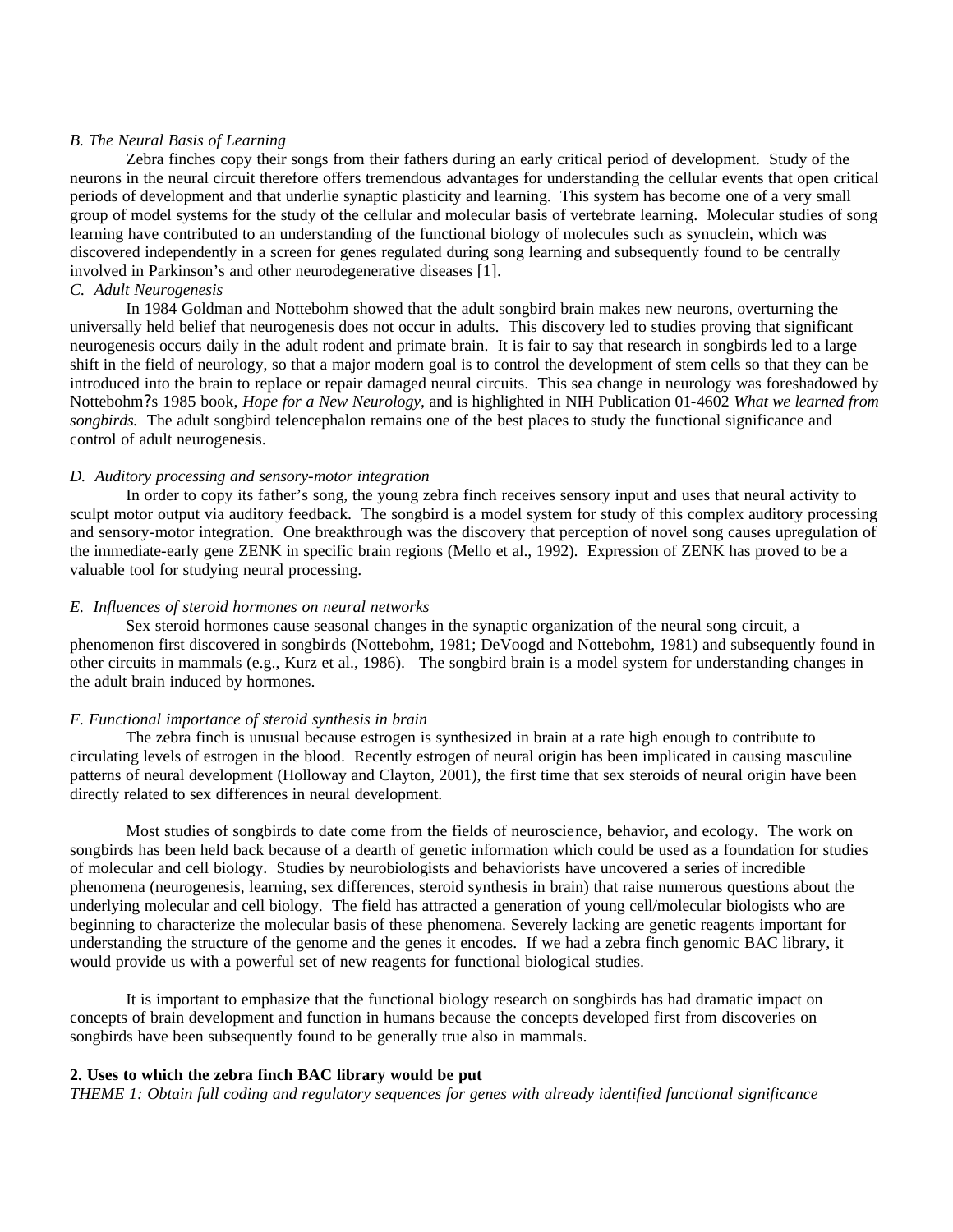*B. The Neural Basis of Learning*

Zebra finches copy their songs from their fathers during an early critical period of development. Study of the neurons in the neural circuit therefore offers tremendous advantages for understanding the cellular events that open critical periods of development and that underlie synaptic plasticity and learning. This system has become one of a very small group of model systems for the study of the cellular and molecular basis of vertebrate learning. Molecular studies of song learning have contributed to an understanding of the functional biology of molecules such as synuclein, which was discovered independently in a screen for genes regulated during song learning and subsequently found to be centrally involved in Parkinson's and other neurodegenerative diseases [1].

*C. Adult Neurogenesis*

In 1984 Goldman and Nottebohm showed that the adult songbird brain makes new neurons, overturning the universally held belief that neurogenesis does not occur in adults. This discovery led to studies proving that significant neurogenesis occurs daily in the adult rodent and primate brain. It is fair to say that research in songbirds led to a large shift in the field of neurology, so that a major modern goal is to control the development of stem cells so that they can be introduced into the brain to replace or repair damaged neural circuits. This sea change in neurology was foreshadowed by Nottebohm?s 1985 book, *Hope for a New Neurology,* and is highlighted in NIH Publication 01-4602 *What we learned from songbirds.* The adult songbird telencephalon remains one of the best places to study the functional significance and control of adult neurogenesis.

*D. Auditory processing and sensory-motor integration*

In order to copy its father's song, the young zebra finch receives sensory input and uses that neural activity to sculpt motor output via auditory feedback. The songbird is a model system for study of this complex auditory processing and sensory-motor integration. One breakthrough was the discovery that perception of novel song causes upregulation of the immediate-early gene ZENK in specific brain regions (Mello et al., 1992). Expression of ZENK has proved to be a valuable tool for studying neural processing.

*E. Influences of steroid hormones on neural networks*

Sex steroid hormones cause seasonal changes in the synaptic organization of the neural song circuit, a phenomenon first discovered in songbirds (Nottebohm, 1981; DeVoogd and Nottebohm, 1981) and subsequently found in other circuits in mammals (e.g., Kurz et al., 1986). The songbird brain is a model system for understanding changes in the adult brain induced by hormones.

*F. Functional importance of steroid synthesis in brain*

The zebra finch is unusual because estrogen is synthesized in brain at a rate high enough to contribute to circulating levels of estrogen in the blood. Recently estrogen of neural origin has been implicated in causing masculine patterns of neural development (Holloway and Clayton, 2001), the first time that sex steroids of neural origin have been directly related to sex differences in neural development.

Most studies of songbirds to date come from the fields of neuroscience, behavior, and ecology. The work on songbirds has been held back because of a dearth of genetic information which could be used as a foundation for studies of molecular and cell biology. Studies by neurobiologists and behaviorists have uncovered a series of incredible phenomena (neurogenesis, learning, sex differences, steroid synthesis in brain) that raise numerous questions about the underlying molecular and cell biology. The field has attracted a generation of young cell/molecular biologists who are beginning to characterize the molecular basis of these phenomena. Severely lacking are genetic reagents important for understanding the structure of the genome and the genes it encodes. If we had a zebra finch genomic BAC library, it would provide us with a powerful set of new reagents for functional biological studies.

It is important to emphasize that the functional biology research on songbirds has had dramatic impact on concepts of brain development and function in humans because the concepts developed first from discoveries on songbirds have been subsequently found to be generally true also in mammals.

**2. Uses to which the zebra finch BAC library would be put**

*THEME 1: Obtain full coding and regulatory sequences for genes with already identified functional significance*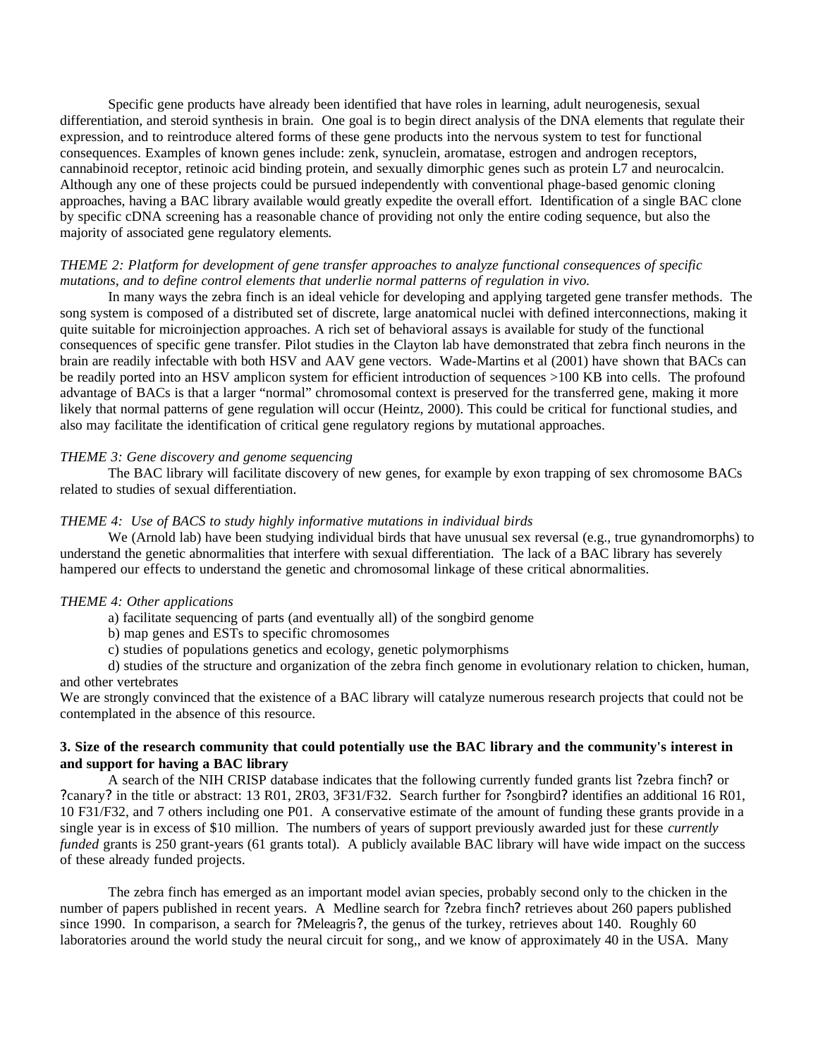Specific gene products have already been identified that have roles in learning, adult neurogenesis, sexual differentiation, and steroid synthesis in brain. One goal is to begin direct analysis of the DNA elements that regulate their expression, and to reintroduce altered forms of these gene products into the nervous system to test for functional consequences. Examples of known genes include: zenk, synuclein, aromatase, estrogen and androgen receptors, cannabinoid receptor, retinoic acid binding protein, and sexually dimorphic genes such as protein L7 and neurocalcin. Although any one of these projects could be pursued independently with conventional phage-based genomic cloning approaches, having a BAC library available would greatly expedite the overall effort. Identification of a single BAC clone by specific cDNA screening has a reasonable chance of providing not only the entire coding sequence, but also the majority of associated gene regulatory elements.

*THEME 2: Platform for development of gene transfer approaches to analyze functional consequences of specific mutations, and to define control elements that underlie normal patterns of regulation in vivo.*

In many ways the zebra finch is an ideal vehicle for developing and applying targeted gene transfer methods. The song system is composed of a distributed set of discrete, large anatomical nuclei with defined interconnections, making it quite suitable for microinjection approaches. A rich set of behavioral assays is available for study of the functional consequences of specific gene transfer. Pilot studies in the Clayton lab have demonstrated that zebra finch neurons in the brain are readily infectable with both HSV and AAV gene vectors. Wade-Martins et al (2001) have shown that BACs can be readily ported into an HSV amplicon system for efficient introduction of sequences >100 KB into cells. The profound advantage of BACs is that a larger "normal" chromosomal context is preserved for the transferred gene, making it more likely that normal patterns of gene regulation will occur (Heintz, 2000). This could be critical for functional studies, and also may facilitate the identification of critical gene regulatory regions by mutational approaches.

*THEME 3: Gene discovery and genome sequencing*

The BAC library will facilitate discovery of new genes, for example by exon trapping of sex chromosome BACs related to studies of sexual differentiation.

*THEME 4: Use of BACS to study highly informative mutations in individual birds*

We (Arnold lab) have been studying individual birds that have unusual sex reversal (e.g., true gynandromorphs) to understand the genetic abnormalities that interfere with sexual differentiation. The lack of a BAC library has severely hampered our effects to understand the genetic and chromosomal linkage of these critical abnormalities.

*THEME 4: Other applications*

a) facilitate sequencing of parts (and eventually all) of the songbird genome

b) map genes and ESTs to specific chromosomes

c) studies of populations genetics and ecology, genetic polymorphisms

d) studies of the structure and organization of the zebra finch genome in evolutionary relation to chicken, human, and other vertebrates

We are strongly convinced that the existence of a BAC library will catalyze numerous research projects that could not be contemplated in the absence of this resource.

**3. Size of the research community that could potentially use the BAC library and the community's interest in and support for having a BAC library**

A search of the NIH CRISP database indicates that the following currently funded grants list ?zebra finch? or ?canary? in the title or abstract: 13 R01, 2R03, 3F31/F32. Search further for ?songbird? identifies an additional 16 R01, 10 F31/F32, and 7 others including one P01. A conservative estimate of the amount of funding these grants provide in a single year is in excess of \$10 million. The numbers of years of support previously awarded just for these *currently funded* grants is 250 grant-years (61 grants total). A publicly available BAC library will have wide impact on the success of these already funded projects.

The zebra finch has emerged as an important model avian species, probably second only to the chicken in the number of papers published in recent years. A Medline search for ?zebra finch? retrieves about 260 papers published since 1990. In comparison, a search for ?Meleagris?, the genus of the turkey, retrieves about 140. Roughly 60 laboratories around the world study the neural circuit for song,, and we know of approximately 40 in the USA. Many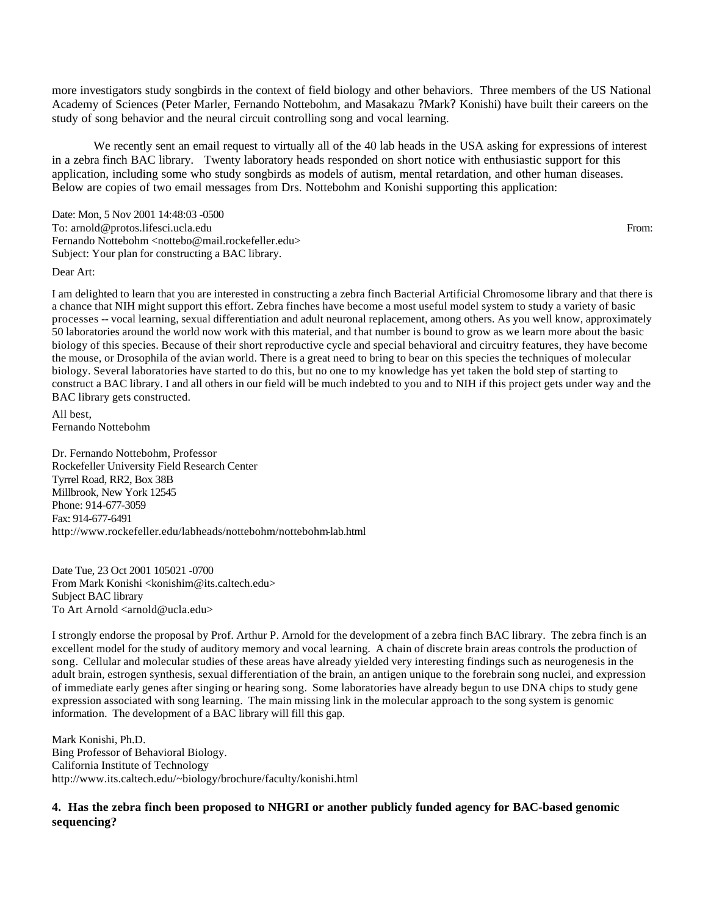more investigators study songbirds in the context of field biology and other behaviors. Three members of the US National Academy of Sciences (Peter Marler, Fernando Nottebohm, and Masakazu ?Mark? Konishi) have built their careers on the study of song behavior and the neural circuit controlling song and vocal learning.

We recently sent an email request to virtually all of the 40 lab heads in the USA asking for expressions of interest in a zebra finch BAC library. Twenty laboratory heads responded on short notice with enthusiastic support for this application, including some who study songbirds as models of autism, mental retardation, and other human diseases. Below are copies of two email messages from Drs. Nottebohm and Konishi supporting this application:

Date: Mon, 5 Nov 2001 14:48:03 -0500
To: arnold@protos.lifesci.ucla.edu
From: Fernando Nottebohm <nottebo@mail.rockefeller.edu>
Subject: Your plan for constructing a BAC library.

Dear Art:

I am delighted to learn that you are interested in constructing a zebra finch Bacterial Artificial Chromosome library and that there is a chance that NIH might support this effort. Zebra finches have become a most useful model system to study a variety of basic processes -- vocal learning, sexual differentiation and adult neuronal replacement, among others. As you well know, approximately 50 laboratories around the world now work with this material, and that number is bound to grow as we learn more about the basic biology of this species. Because of their short reproductive cycle and special behavioral and circuitry features, they have become the mouse, or Drosophila of the avian world. There is a great need to bring to bear on this species the techniques of molecular biology. Several laboratories have started to do this, but no one to my knowledge has yet taken the bold step of starting to construct a BAC library. I and all others in our field will be much indebted to you and to NIH if this project gets under way and the BAC library gets constructed.

All best,
Fernando Nottebohm

Dr. Fernando Nottebohm, Professor
Rockefeller University Field Research Center
Tyrrel Road, RR2, Box 38B
Millbrook, New York 12545
Phone: 914-677-3059
Fax: 914-677-6491
http://www.rockefeller.edu/labheads/nottebohm/nottebohm-lab.html

Date Tue, 23 Oct 2001 105021 -0700
From Mark Konishi <konishim@its.caltech.edu>
Subject BAC library
To Art Arnold <arnold@ucla.edu>

I strongly endorse the proposal by Prof. Arthur P. Arnold for the development of a zebra finch BAC library. The zebra finch is an excellent model for the study of auditory memory and vocal learning. A chain of discrete brain areas controls the production of song. Cellular and molecular studies of these areas have already yielded very interesting findings such as neurogenesis in the adult brain, estrogen synthesis, sexual differentiation of the brain, an antigen unique to the forebrain song nuclei, and expression of immediate early genes after singing or hearing song. Some laboratories have already begun to use DNA chips to study gene expression associated with song learning. The main missing link in the molecular approach to the song system is genomic information. The development of a BAC library will fill this gap.

Mark Konishi, Ph.D.
Bing Professor of Behavioral Biology.
California Institute of Technology
http://www.its.caltech.edu/~biology/brochure/faculty/konishi.html

**4. Has the zebra finch been proposed to NHGRI or another publicly funded agency for BAC-based genomic sequencing?**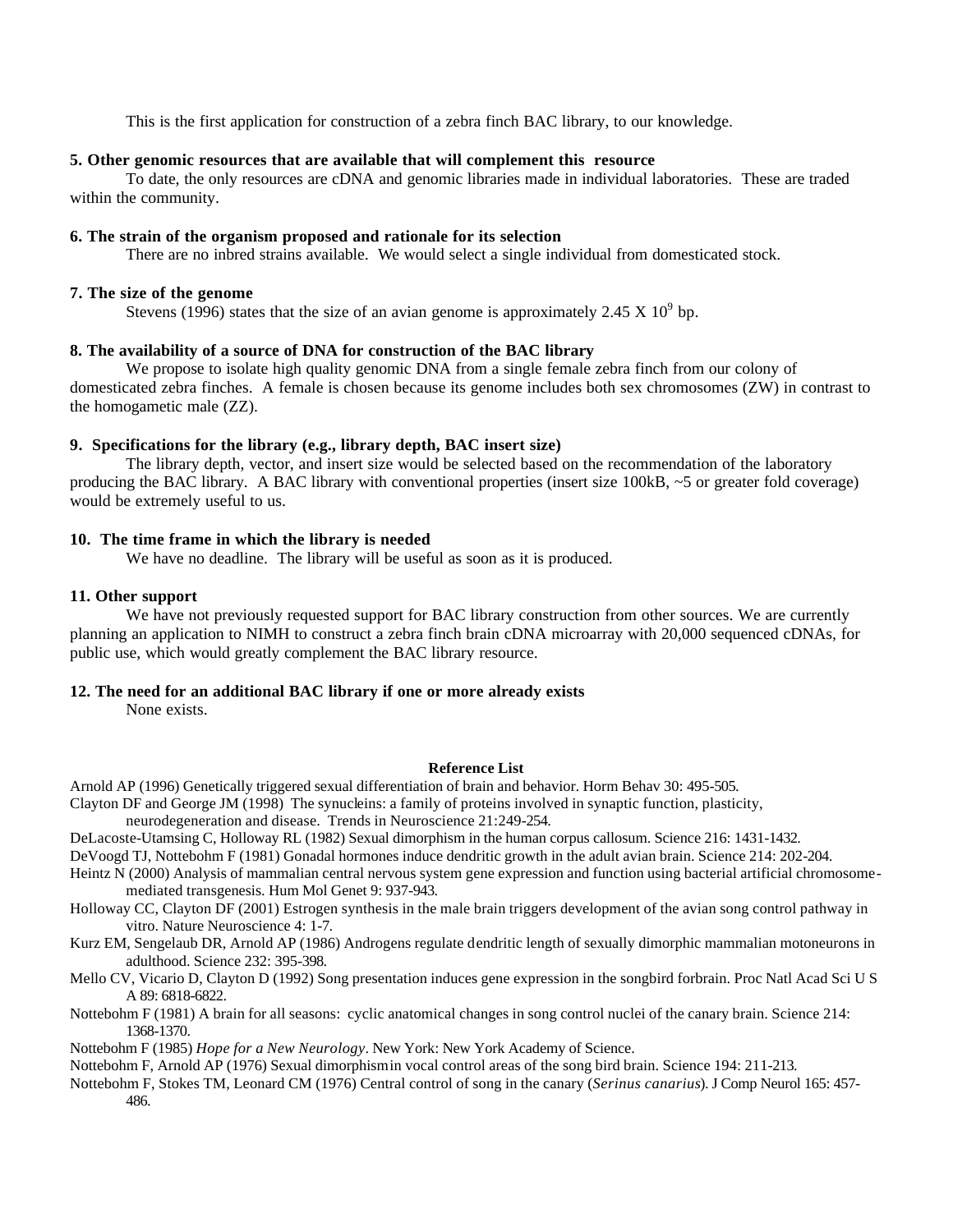This is the first application for construction of a zebra finch BAC library, to our knowledge.

**5. Other genomic resources that are available that will complement this resource**

To date, the only resources are cDNA and genomic libraries made in individual laboratories. These are traded within the community.

**6. The strain of the organism proposed and rationale for its selection**

There are no inbred strains available. We would select a single individual from domesticated stock.

**7. The size of the genome**

Stevens (1996) states that the size of an avian genome is approximately $2.45 \times 10^9$ bp.

**8. The availability of a source of DNA for construction of the BAC library**

We propose to isolate high quality genomic DNA from a single female zebra finch from our colony of domesticated zebra finches. A female is chosen because its genome includes both sex chromosomes (ZW) in contrast to the homogametic male (ZZ).

**9. Specifications for the library (e.g., library depth, BAC insert size)**

The library depth, vector, and insert size would be selected based on the recommendation of the laboratory producing the BAC library. A BAC library with conventional properties (insert size 100kB, ~5 or greater fold coverage) would be extremely useful to us.

**10. The time frame in which the library is needed**

We have no deadline. The library will be useful as soon as it is produced.

**11. Other support**

We have not previously requested support for BAC library construction from other sources. We are currently planning an application to NIMH to construct a zebra finch brain cDNA microarray with 20,000 sequenced cDNAs, for public use, which would greatly complement the BAC library resource.

**12. The need for an additional BAC library if one or more already exists**

None exists.

**Reference List**

Arnold AP (1996) Genetically triggered sexual differentiation of brain and behavior. Horm Behav 30: 495-505.

Clayton DF and George JM (1998) The synucleins: a family of proteins involved in synaptic function, plasticity, neurodegeneration and disease. Trends in Neuroscience 21:249-254.

DeLacoste-Utamsing C, Holloway RL (1982) Sexual dimorphism in the human corpus callosum. Science 216: 1431-1432.

DeVoogd TJ, Nottebohm F (1981) Gonadal hormones induce dendritic growth in the adult avian brain. Science 214: 202-204.

Heintz N (2000) Analysis of mammalian central nervous system gene expression and function using bacterial artificial chromosome-mediated transgenesis. Hum Mol Genet 9: 937-943.

Holloway CC, Clayton DF (2001) Estrogen synthesis in the male brain triggers development of the avian song control pathway in vitro. Nature Neuroscience 4: 1-7.

Kurz EM, Sengelaub DR, Arnold AP (1986) Androgens regulate dendritic length of sexually dimorphic mammalian motoneurons in adulthood. Science 232: 395-398.

Mello CV, Vicario D, Clayton D (1992) Song presentation induces gene expression in the songbird forbrain. Proc Natl Acad Sci U S A 89: 6818-6822.

Nottebohm F (1981) A brain for all seasons: cyclic anatomical changes in song control nuclei of the canary brain. Science 214: 1368-1370.

Nottebohm F (1985) *Hope for a New Neurology*. New York: New York Academy of Science.

Nottebohm F, Arnold AP (1976) Sexual dimorphism in vocal control areas of the song bird brain. Science 194: 211-213.

Nottebohm F, Stokes TM, Leonard CM (1976) Central control of song in the canary (*Serinus canarius*). J Comp Neurol 165: 457-486.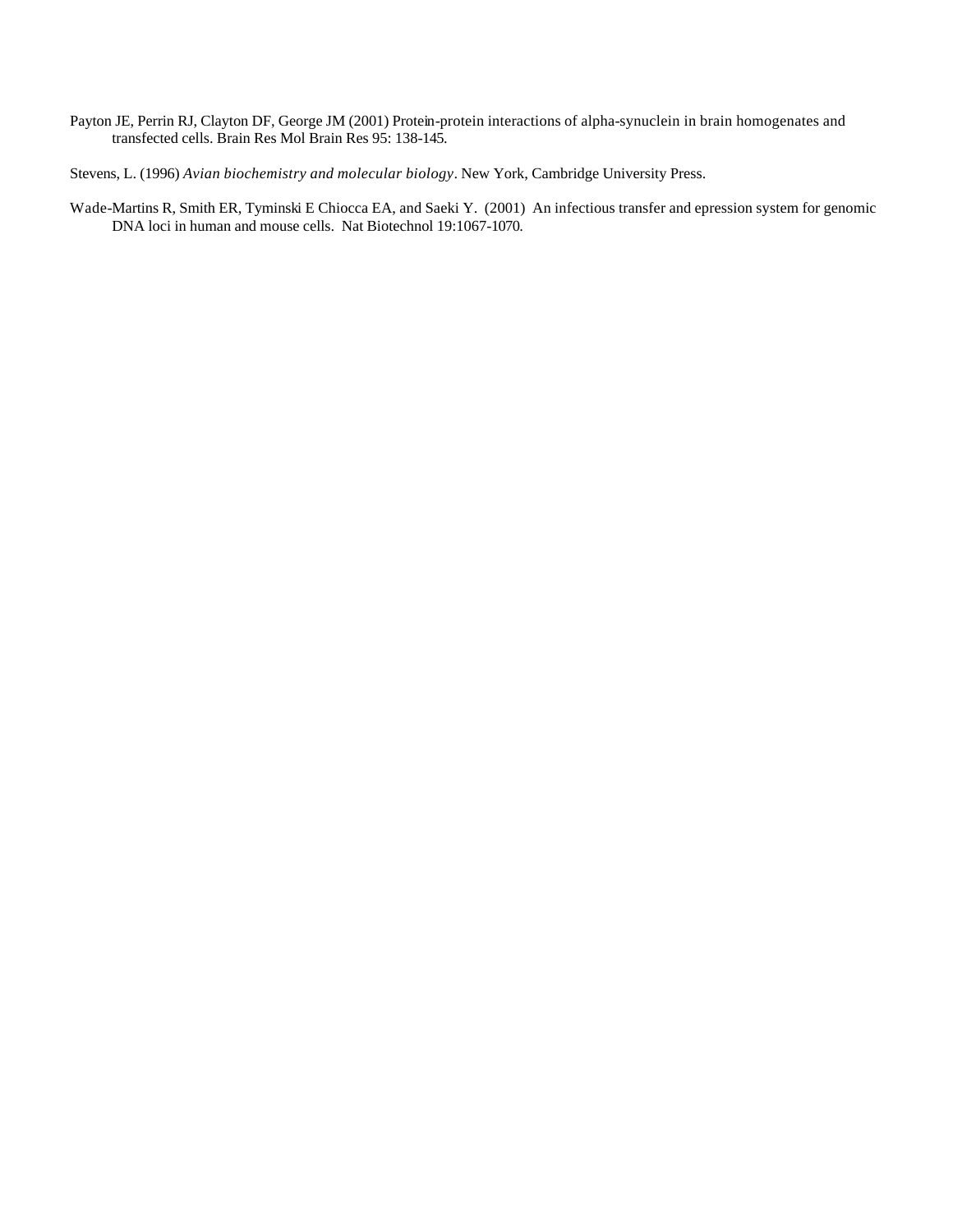Payton JE, Perrin RJ, Clayton DF, George JM (2001) Protein-protein interactions of alpha-synuclein in brain homogenates and transfected cells. Brain Res Mol Brain Res 95: 138-145.

Stevens, L. (1996) *Avian biochemistry and molecular biology*. New York, Cambridge University Press.

Wade-Martins R, Smith ER, Tyminski E Chiocca EA, and Saeki Y. (2001) An infectious transfer and epression system for genomic DNA loci in human and mouse cells. Nat Biotechnol 19:1067-1070.